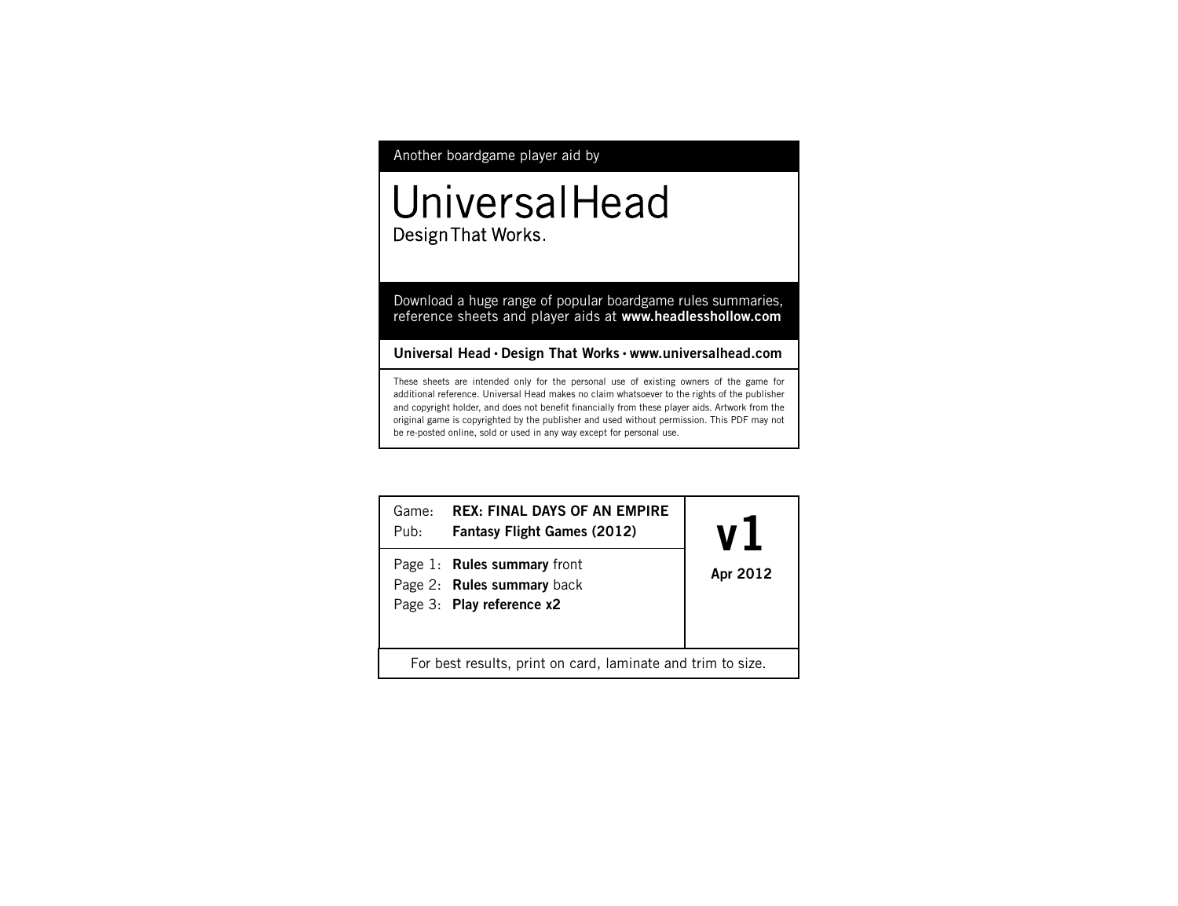Another boardgame player aid by

# UniversalHead

Design That Works.

Download a huge range of popular boardgame rules summaries, reference sheets and player aids at **www.headlesshollow.com**

**Universal Head • Design That Works • www.universalhead.com**

These sheets are intended only for the personal use of existing owners of the game for additional reference. Universal Head makes no claim whatsoever to the rights of the publisher and copyright holder, and does not benefit financially from these player aids. Artwork from the original game is copyrighted by the publisher and used without permission. This PDF may not be re-posted online, sold or used in any way except for personal use.

| | | |
|---|---|---|
| Game: | **REX: FINAL DAYS OF AN EMPIRE** | **v1** |
| Pub: | **Fantasy Flight Games (2012)** | **Apr 2012** |
| Page 1: | **Rules summary** front | |
| Page 2: | **Rules summary** back | |
| Page 3: | **Play reference x2** | |

For best results, print on card, laminate and trim to size.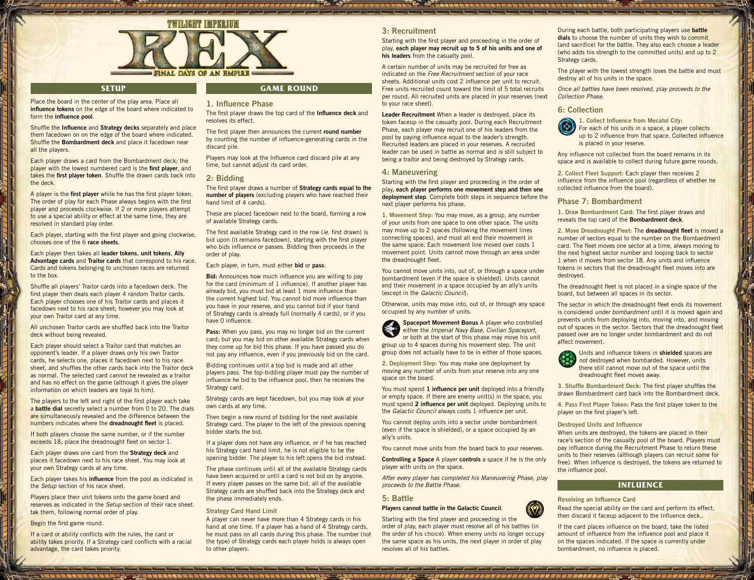# TWILIGHT IMPERIUM REX: FINAL DAYS OF AN EMPIRE

## SETUP

Place the board in the center of the play area. Place all **influence tokens** on the edge of the board where indicated to form the **influence pool**.

Shuffle the **Influence** and **Strategy decks** separately and place them facedown on on the edge of the board where indicated. Shuffle the **Bombardment deck** and place it facedown near all the players.

Each player draws a card from the Bombardment deck; the player with the lowest numbered card is the **first player**, and takes the **first player token**. Shuffle the drawn cards back into the deck.

A player is the **first player** while he has the first player token. The order of play for each Phase always begins with the first player and proceeds clockwise. If 2 or more players attempt to use a special ability or effect at the same time, they are resolved in standard play order.

Each player, starting with the first player and going clockwise, chooses one of the 6 **race sheets**.

Each player then takes all **leader tokens**, **unit tokens**, **Ally Advantage cards** and **Traitor cards** that correspond to his race. Cards and tokens belonging to unchosen races are returned to the box.

Shuffle all players' Traitor cards into a facedown deck. The first player then deals each player 4 random Traitor cards. Each player chooses one of his Traitor cards and places it facedown next to his race sheet; however you may look at your own Traitor card at any time.

All unchosen Traitor cards are shuffled back into the Traitor deck without being revealed.

Each player should select a Traitor card that matches an opponent's leader. If a player draws only his own Traitor cards, he selects one, places it facedown next to his race sheet, and shuffles the other cards back into the Traitor deck as normal. The selected card cannot be revealed as a traitor and has no effect on the game (although it gives the player information on which leaders are loyal to him).

The players to the left and right of the first player each take a **battle dial** secretly select a number from 0 to 20. The dials are simultaneously revealed and the difference between the numbers indicates where the **dreadnought fleet** is placed.

If both players choose the same number, or if the number exceeds 18, place the dreadnought fleet on sector 1.

Each player draws one card from the **Strategy deck** and places it facedown next to his race sheet. You may look at your own Strategy cards at any time.

Each player takes his **influence** from the pool as indicated in the *Setup* section of his race sheet.

Players place their unit tokens onto the game board and reserves as indicated in the *Setup* section of their race sheet. tak them, following normal order of play.

Begin the first game round.

If a card or ability conflicts with the rules, the card or ability takes priority. If a Strategy card conflicts with a racial advantage, the card takes priority.

## GAME ROUND

### 1. Influence Phase

The first player draws the top card of the **Influence deck** and resolves its effect.

The first player then announces the current **round number** by counting the number of influence-generating cards in the discard pile.

Players may look at the Influence card discard pile at any time, but cannot adjust its card order.

### 2: Bidding

The first player draws a number of **Strategy cards equal to the number of players** (excluding players who have reached their hand limit of 4 cards).

These are placed facedown next to the board, forming a row of available Strategy cards.

The first available Strategy card in the row (*ie.* first drawn) is bid upon (it remains facedown), starting with the first player who bids influence or passes. Bidding then proceeds in the order of play.

Each player, in turn, must either **bid** or **pass**:

**Bid:** Announces how much influence you are willing to pay for the card (minimum of 1 influence). If another player has already bid, you must bid at least 1 more influence than the current highest bid. You cannot bid more influence than you have in your reserve, and you cannot bid if your hand of Strategy cards is already full (normally 4 cards), or if you have 0 influence.

**Pass:** When you pass, you may no longer bid on the current card; but you may bid on other available Strategy cards when they come up for bid this phase. If you have passed you do not pay any influence, even if you previously bid on the card.

Bidding continues until a top bid is made and all other players pass. The top-bidding player must pay the number of influence he bid to the influence pool, then he receives the Strategy card.

Strategy cards are kept facedown, but you may look at your own cards at any time.

Then begin a new round of bidding for the next available Strategy card. The player to the left of the previous opening bidder starts the bid.

If a player does not have any influence, or if he has reached his Strategy card hand limit, he is not eligible to be the opening bidder. The player to his left opens the bid instead.

The phase continues until all of the available Strategy cards have been acquired or until a card is not bid on by anyone. If every player passes on the same bid, all of the available Strategy cards are shuffled back into the Strategy deck and the phase immediately ends.

#### Strategy Card Hand Limit

A player can never have more than 4 Strategy cards in his hand at one time. If a player has a hand of 4 Strategy cards, he must pass on all cards during this phase. The number (not the type) of Strategy cards each player holds is always open to other players.

### 3: Recruitment

Starting with the first player and proceeding in the order of play, **each player may recruit up to 5 of his units and one of his leaders** from the casualty pool.

A certain number of units may be recruited for free as indicated on the *Free Recruitment* section of your race sheets. Additional units cost 2 influence per unit to recruit. Free units recruited count toward the limit of 5 total recruits per round. All recruited units are placed in your reserves (next to your race sheet).

**Leader Recruitment** When a leader is destroyed, place its token faceup in the casualty pool. During each Recruitment Phase, each player may recruit one of his leaders from the pool by paying influence equal to the leader's strength. Recruited leaders are placed in your reserves. A recruited leader can be used in battle as normal and is still subject to being a traitor and being destroyed by Strategy cards.

### 4: Maneuvering

Starting with the first player and proceeding in the order of play, **each player performs one movement step and then one deployment step**. Complete both steps in sequence before the next player performs his phase.

**1. Movement Step:** You may move, as a group, any number of your units from one space to one other space. The units may move up to 2 spaces (following the movement lines connecting spaces), and must all end their movement in the same space. Each movement line moved over costs 1 movement point. Units cannot move through an area under the dreadnought fleet.

You cannot move units into, out of, or through a space under bombardment (even if the space is shielded). Units cannot end their movement in a space occupied by an ally's units (except in the *Galactic Council*).

Otherwise, units may move into, out of, or through any space occupied by any number of units.

**Spaceport Movement Bonus** A player who controlled either the *Imperial Navy Base*, *Civilian Spaceport*, or both at the start of this phase may move his unit group up to 4 spaces during his movement step. The unit group does not actually have to be in either of those spaces.

**2. Deployment Step:** You may make one deployment by moving any number of units from your reserve into any one space on the board.

You must spend **1 influence per unit** deployed into a friendly or empty space. If there are enemy unit(s) in the space, you must spend **2 influence per unit** deployed. Deploying units to the *Galactic Council* always costs 1 influence per unit.

You cannot deploy units into a sector under bombardment (even if the space is shielded), or a space occupied by an ally's units.

You cannot move units from the board back to your reserves.

**Controlling a Space** A player **controls** a space if he is the only player with units on the space.

*After every player has completed his Maneuvering Phase, play proceeds to the Battle Phase.*

### 5: Battle

**Players cannot battle in the Galactic Council**.

Starting with the first player and proceeding in the order of play, each player must resolve all of his battles (in the order of his choice). When enemy units no longer occupy the same space as his units, the next player in order of play resolves all of his battles.

During each battle, both participating players use **battle dials** to choose the number of units they wish to commit (and sacrifice) for the battle. They also each choose a leader (who adds his strength to the committed units) and up to 2 Strategy cards.

The player with the lowest strength loses the battle and must destroy all of his units in the space.

*Once all battles have been resolved, play proceeds to the Collection Phase.*

### 6: Collection

**1. Collect Influence from Mecatol City:** For each of his units in a space, a player collects up to 2 influence from that space. Collected influence is placed in your reserve.

Any influence not collected from the board remains in its space and is available to collect during future game rounds.

**2. Collect Fleet Support:** Each player then receives 2 influence from the influence pool (regardless of whether he collected influence from the board).

### Phase 7: Bombardment

**1. Draw Bombardment Card:** The first player draws and reveals the top card of the **Bombardment deck**.

**2. Move Dreadnought Fleet:** The **dreadnought fleet** is moved a number of sectors equal to the number on the Bombardment card. The fleet moves one sector at a time, always moving to the next highest sector number and looping back to sector 1 when it moves from sector 18. Any units and influence tokens in sectors that the dreadnought fleet moves into are destroyed.

The dreadnought fleet is not placed in a single space of the board, but between all spaces in its sector.

The sector in which the dreadnought fleet ends its movement is considered *under bombardment* until it is moved again and prevents units from deploying into, moving into, and moving out of spaces in the sector. Sectors that the dreadnought fleet passed over are no longer under bombardment and do not affect movement.

Units and influence tokens in **shielded** spaces are *not* destroyed when bombarded. However, units there still cannot move out of the space until the dreadnought fleet moves away.

**3. Shuffle Bombardment Deck:** The first player shuffles the drawn Bombardment card back into the Bombardment deck.

**4. Pass First Player Token:** Pass the first player token to the player on the first player's left.

#### Destroyed Units and Influence

When units are destroyed, the tokens are placed in their race's section of the casualty pool of the board. Players must pay influence during the Recruitment Phase to return these units to their reserves (although players can recruit some for free). When influence is destroyed, the tokens are returned to the influence pool.

## INFLUENCE

#### Resolving an Influence Card

Read the special ability on the card and perform its effect, then discard it faceup adjacent to the Influence deck..

If the card places influence on the board, take the listed amount of influence from the influence pool and place it on the spaces indicated. If the space is currently under bombardment, no influence is placed.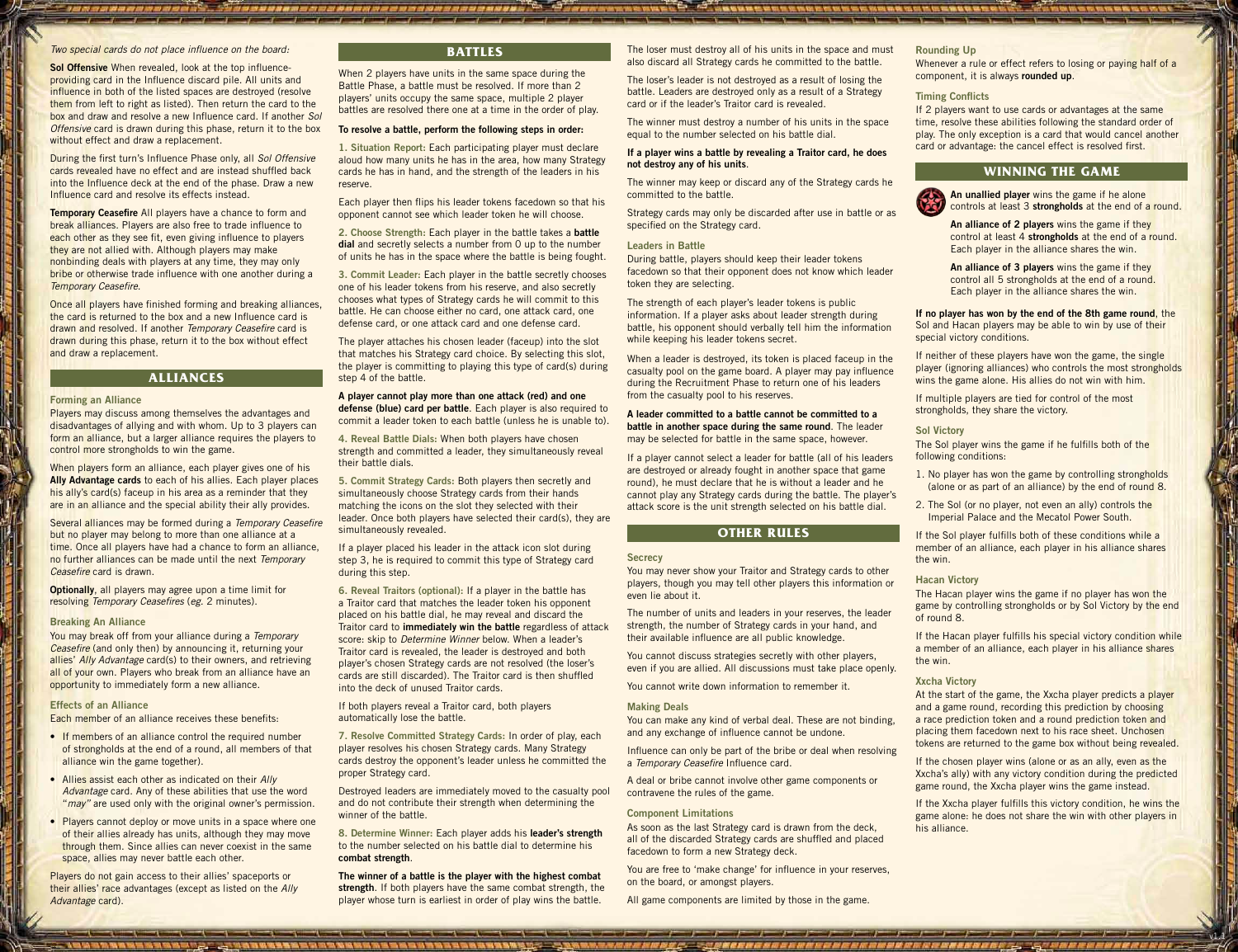*Two special cards do not place influence on the board:*

**Sol Offensive** When revealed, look at the top influence-providing card in the Influence discard pile. All units and influence in both of the listed spaces are destroyed (resolve them from left to right as listed). Then return the card to the box and draw and resolve a new Influence card. If another *Sol Offensive* card is drawn during this phase, return it to the box without effect and draw a replacement.

During the first turn's Influence Phase only, all *Sol Offensive* cards revealed have no effect and are instead shuffled back into the Influence deck at the end of the phase. Draw a new Influence card and resolve its effects instead.

**Temporary Ceasefire** All players have a chance to form and break alliances. Players are also free to trade influence to each other as they see fit, even giving influence to players they are not allied with. Although players may make nonbinding deals with players at any time, they may only bribe or otherwise trade influence with one another during a *Temporary Ceasefire*.

Once all players have finished forming and breaking alliances, the card is returned to the box and a new Influence card is drawn and resolved. If another *Temporary Ceasefire* card is drawn during this phase, return it to the box without effect and draw a replacement.

## ALLIANCES

### Forming an Alliance

Players may discuss among themselves the advantages and disadvantages of allying and with whom. Up to 3 players can form an alliance, but a larger alliance requires the players to control more strongholds to win the game.

When players form an alliance, each player gives one of his **Ally Advantage cards** to each of his allies. Each player places his ally's card(s) faceup in his area as a reminder that they are in an alliance and the special ability their ally provides.

Several alliances may be formed during a *Temporary Ceasefire* but no player may belong to more than one alliance at a time. Once all players have had a chance to form an alliance, no further alliances can be made until the next *Temporary Ceasefire* card is drawn.

**Optionally**, all players may agree upon a time limit for resolving *Temporary Ceasefires* (*eg.* 2 minutes).

### Breaking An Alliance

You may break off from your alliance during a *Temporary Ceasefire* (and only then) by announcing it, returning your allies' *Ally Advantage* card(s) to their owners, and retrieving all of your own. Players who break from an alliance have an opportunity to immediately form a new alliance.

### Effects of an Alliance

Each member of an alliance receives these benefits:

- If members of an alliance control the required number of strongholds at the end of a round, all members of that alliance win the game together).
- Allies assist each other as indicated on their *Ally Advantage* card. Any of these abilities that use the word "*may*" are used only with the original owner's permission.
- Players cannot deploy or move units in a space where one of their allies already has units, although they may move through them. Since allies can never coexist in the same space, allies may never battle each other.

Players do not gain access to their allies' spaceports or their allies' race advantages (except as listed on the *Ally Advantage* card).

## BATTLES

When 2 players have units in the same space during the Battle Phase, a battle must be resolved. If more than 2 players' units occupy the same space, multiple 2 player battles are resolved there one at a time in the order of play.

**To resolve a battle, perform the following steps in order:**

**1. Situation Report:** Each participating player must declare aloud how many units he has in the area, how many Strategy cards he has in hand, and the strength of the leaders in his reserve.

Each player then flips his leader tokens facedown so that his opponent cannot see which leader token he will choose.

**2. Choose Strength:** Each player in the battle takes a **battle dial** and secretly selects a number from 0 up to the number of units he has in the space where the battle is being fought.

**3. Commit Leader:** Each player in the battle secretly chooses one of his leader tokens from his reserve, and also secretly chooses what types of Strategy cards he will commit to this battle. He can choose either no card, one attack card, one defense card, or one attack card and one defense card.

The player attaches his chosen leader (faceup) into the slot that matches his Strategy card choice. By selecting this slot, the player is committing to playing this type of card(s) during step 4 of the battle.

**A player cannot play more than one attack (red) and one defense (blue) card per battle**. Each player is also required to commit a leader token to each battle (unless he is unable to).

**4. Reveal Battle Dials:** When both players have chosen strength and committed a leader, they simultaneously reveal their battle dials.

**5. Commit Strategy Cards:** Both players then secretly and simultaneously choose Strategy cards from their hands matching the icons on the slot they selected with their leader. Once both players have selected their card(s), they are simultaneously revealed.

If a player placed his leader in the attack icon slot during step 3, he is required to commit this type of Strategy card during this step.

**6. Reveal Traitors (optional):** If a player in the battle has a Traitor card that matches the leader token his opponent placed on his battle dial, he may reveal and discard the Traitor card to **immediately win the battle** regardless of attack score: skip to *Determine Winner* below. When a leader's Traitor card is revealed, the leader is destroyed and both player's chosen Strategy cards are not resolved (the loser's cards are still discarded). The Traitor card is then shuffled into the deck of unused Traitor cards.

If both players reveal a Traitor card, both players automatically lose the battle.

**7. Resolve Committed Strategy Cards:** In order of play, each player resolves his chosen Strategy cards. Many Strategy cards destroy the opponent's leader unless he committed the proper Strategy card.

Destroyed leaders are immediately moved to the casualty pool and do not contribute their strength when determining the winner of the battle.

**8. Determine Winner:** Each player adds his **leader's strength** to the number selected on his battle dial to determine his **combat strength**.

**The winner of a battle is the player with the highest combat strength**. If both players have the same combat strength, the player whose turn is earliest in order of play wins the battle.

The loser must destroy all of his units in the space and must also discard all Strategy cards he committed to the battle.

The loser's leader is not destroyed as a result of losing the battle. Leaders are destroyed only as a result of a Strategy card or if the leader's Traitor card is revealed.

The winner must destroy a number of his units in the space equal to the number selected on his battle dial.

**If a player wins a battle by revealing a Traitor card, he does not destroy any of his units**.

The winner may keep or discard any of the Strategy cards he committed to the battle.

Strategy cards may only be discarded after use in battle or as specified on the Strategy card.

### Leaders in Battle

During battle, players should keep their leader tokens facedown so that their opponent does not know which leader token they are selecting.

The strength of each player's leader tokens is public information. If a player asks about leader strength during battle, his opponent should verbally tell him the information while keeping his leader tokens secret.

When a leader is destroyed, its token is placed faceup in the casualty pool on the game board. A player may pay influence during the Recruitment Phase to return one of his leaders from the casualty pool to his reserves.

**A leader committed to a battle cannot be committed to a battle in another space during the same round**. The leader may be selected for battle in the same space, however.

If a player cannot select a leader for battle (all of his leaders are destroyed or already fought in another space that game round), he must declare that he is without a leader and he cannot play any Strategy cards during the battle. The player's attack score is the unit strength selected on his battle dial.

## OTHER RULES

### Secrecy

You may never show your Traitor and Strategy cards to other players, though you may tell other players this information or even lie about it.

The number of units and leaders in your reserves, the leader strength, the number of Strategy cards in your hand, and their available influence are all public knowledge.

You cannot discuss strategies secretly with other players, even if you are allied. All discussions must take place openly.

You cannot write down information to remember it.

### Making Deals

You can make any kind of verbal deal. These are not binding, and any exchange of influence cannot be undone.

Influence can only be part of the bribe or deal when resolving a *Temporary Ceasefire* Influence card.

A deal or bribe cannot involve other game components or contravene the rules of the game.

### Component Limitations

As soon as the last Strategy card is drawn from the deck, all of the discarded Strategy cards are shuffled and placed facedown to form a new Strategy deck.

You are free to 'make change' for influence in your reserves, on the board, or amongst players.

All game components are limited by those in the game.

### Rounding Up

Whenever a rule or effect refers to losing or paying half of a component, it is always **rounded up**.

### Timing Conflicts

If 2 players want to use cards or advantages at the same time, resolve these abilities following the standard order of play. The only exception is a card that would cancel another card or advantage: the cancel effect is resolved first.

## WINNING THE GAME

**An unallied player** wins the game if he alone controls at least 3 **strongholds** at the end of a round.

**An alliance of 2 players** wins the game if they control at least 4 **strongholds** at the end of a round. Each player in the alliance shares the win.

**An alliance of 3 players** wins the game if they control all 5 strongholds at the end of a round. Each player in the alliance shares the win.

**If no player has won by the end of the 8th game round**, the Sol and Hacan players may be able to win by use of their special victory conditions.

If neither of these players have won the game, the single player (ignoring alliances) who controls the most strongholds wins the game alone. His allies do not win with him.

If multiple players are tied for control of the most strongholds, they share the victory.

### Sol Victory

The Sol player wins the game if he fulfills both of the following conditions:

1. No player has won the game by controlling strongholds (alone or as part of an alliance) by the end of round 8.
2. The Sol (or no player, not even an ally) controls the Imperial Palace and the Mecatol Power South.

If the Sol player fulfills both of these conditions while a member of an alliance, each player in his alliance shares the win.

### Hacan Victory

The Hacan player wins the game if no player has won the game by controlling strongholds or by Sol Victory by the end of round 8.

If the Hacan player fulfills his special victory condition while a member of an alliance, each player in his alliance shares the win.

### Xxcha Victory

At the start of the game, the Xxcha player predicts a player and a game round, recording this prediction by choosing a race prediction token and a round prediction token and placing them facedown next to his race sheet. Unchosen tokens are returned to the game box without being revealed.

If the chosen player wins (alone or as an ally, even as the Xxcha's ally) with any victory condition during the predicted game round, the Xxcha player wins the game instead.

If the Xxcha player fulfills this victory condition, he wins the game alone: he does not share the win with other players in his alliance.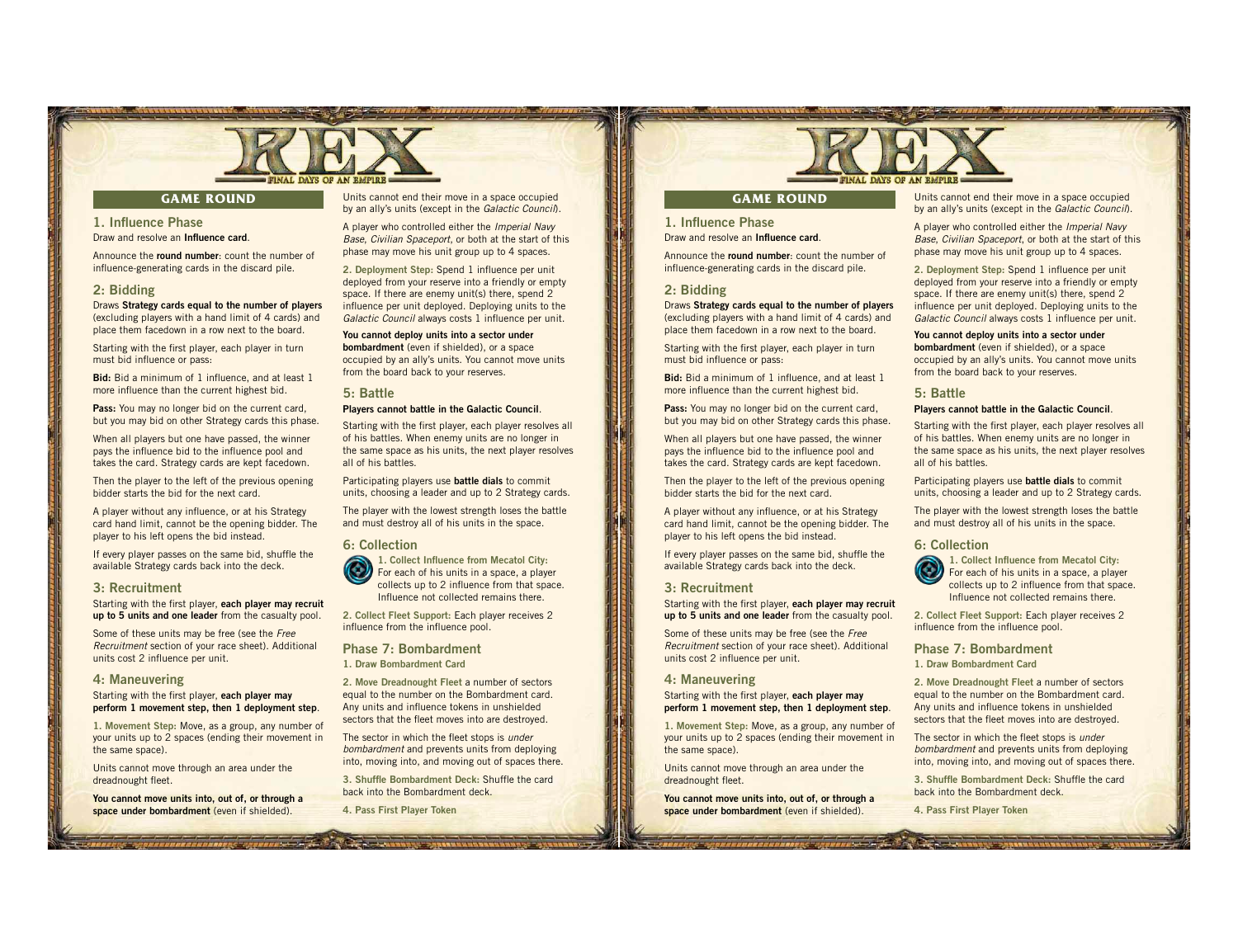# REX

FINAL DAYS OF AN EMPIRE

## GAME ROUND

### 1. Influence Phase

Draw and resolve an **Influence card**.

Announce the **round number**: count the number of influence-generating cards in the discard pile.

### 2: Bidding

Draws **Strategy cards equal to the number of players** (excluding players with a hand limit of 4 cards) and place them facedown in a row next to the board.

Starting with the first player, each player in turn must bid influence or pass:

**Bid:** Bid a minimum of 1 influence, and at least 1 more influence than the current highest bid.

**Pass:** You may no longer bid on the current card, but you may bid on other Strategy cards this phase.

When all players but one have passed, the winner pays the influence bid to the influence pool and takes the card. Strategy cards are kept facedown.

Then the player to the left of the previous opening bidder starts the bid for the next card.

A player without any influence, or at his Strategy card hand limit, cannot be the opening bidder. The player to his left opens the bid instead.

If every player passes on the same bid, shuffle the available Strategy cards back into the deck.

### 3: Recruitment

Starting with the first player, **each player may recruit up to 5 units and one leader** from the casualty pool.

Some of these units may be free (see the *Free Recruitment* section of your race sheet). Additional units cost 2 influence per unit.

### 4: Maneuvering

Starting with the first player, **each player may perform 1 movement step, then 1 deployment step**.

**1. Movement Step:** Move, as a group, any number of your units up to 2 spaces (ending their movement in the same space).

Units cannot move through an area under the dreadnought fleet.

**You cannot move units into, out of, or through a space under bombardment** (even if shielded).

Units cannot end their move in a space occupied by an ally's units (except in the *Galactic Council*).

A player who controlled either the *Imperial Navy Base, Civilian Spaceport*, or both at the start of this phase may move his unit group up to 4 spaces.

**2. Deployment Step:** Spend 1 influence per unit deployed from your reserve into a friendly or empty space. If there are enemy unit(s) there, spend 2 influence per unit deployed. Deploying units to the *Galactic Council* always costs 1 influence per unit.

**You cannot deploy units into a sector under bombardment** (even if shielded), or a space occupied by an ally's units. You cannot move units from the board back to your reserves.

### 5: Battle

**Players cannot battle in the Galactic Council**.

Starting with the first player, each player resolves all of his battles. When enemy units are no longer in the same space as his units, the next player resolves all of his battles.

Participating players use **battle dials** to commit units, choosing a leader and up to 2 Strategy cards.

The player with the lowest strength loses the battle and must destroy all of his units in the space.

### 6: Collection

**1. Collect Influence from Mecatol City:** For each of his units in a space, a player collects up to 2 influence from that space. Influence not collected remains there.

**2. Collect Fleet Support:** Each player receives 2 influence from the influence pool.

### Phase 7: Bombardment

**1. Draw Bombardment Card**

**2. Move Dreadnought Fleet** a number of sectors equal to the number on the Bombardment card. Any units and influence tokens in unshielded sectors that the fleet moves into are destroyed.

The sector in which the fleet stops is *under bombardment* and prevents units from deploying into, moving into, and moving out of spaces there.

**3. Shuffle Bombardment Deck:** Shuffle the card back into the Bombardment deck.

**4. Pass First Player Token**

# REX

FINAL DAYS OF AN EMPIRE

## GAME ROUND

### 1. Influence Phase

Draw and resolve an **Influence card**.

Announce the **round number**: count the number of influence-generating cards in the discard pile.

### 2: Bidding

Draws **Strategy cards equal to the number of players** (excluding players with a hand limit of 4 cards) and place them facedown in a row next to the board.

Starting with the first player, each player in turn must bid influence or pass:

**Bid:** Bid a minimum of 1 influence, and at least 1 more influence than the current highest bid.

**Pass:** You may no longer bid on the current card, but you may bid on other Strategy cards this phase.

When all players but one have passed, the winner pays the influence bid to the influence pool and takes the card. Strategy cards are kept facedown.

Then the player to the left of the previous opening bidder starts the bid for the next card.

A player without any influence, or at his Strategy card hand limit, cannot be the opening bidder. The player to his left opens the bid instead.

If every player passes on the same bid, shuffle the available Strategy cards back into the deck.

### 3: Recruitment

Starting with the first player, **each player may recruit up to 5 units and one leader** from the casualty pool.

Some of these units may be free (see the *Free Recruitment* section of your race sheet). Additional units cost 2 influence per unit.

### 4: Maneuvering

Starting with the first player, **each player may perform 1 movement step, then 1 deployment step**.

**1. Movement Step:** Move, as a group, any number of your units up to 2 spaces (ending their movement in the same space).

Units cannot move through an area under the dreadnought fleet.

**You cannot move units into, out of, or through a space under bombardment** (even if shielded).

Units cannot end their move in a space occupied by an ally's units (except in the *Galactic Council*).

A player who controlled either the *Imperial Navy Base, Civilian Spaceport*, or both at the start of this phase may move his unit group up to 4 spaces.

**2. Deployment Step:** Spend 1 influence per unit deployed from your reserve into a friendly or empty space. If there are enemy unit(s) there, spend 2 influence per unit deployed. Deploying units to the *Galactic Council* always costs 1 influence per unit.

**You cannot deploy units into a sector under bombardment** (even if shielded), or a space occupied by an ally's units. You cannot move units from the board back to your reserves.

### 5: Battle

**Players cannot battle in the Galactic Council**.

Starting with the first player, each player resolves all of his battles. When enemy units are no longer in the same space as his units, the next player resolves all of his battles.

Participating players use **battle dials** to commit units, choosing a leader and up to 2 Strategy cards.

The player with the lowest strength loses the battle and must destroy all of his units in the space.

### 6: Collection

**1. Collect Influence from Mecatol City:** For each of his units in a space, a player collects up to 2 influence from that space. Influence not collected remains there.

**2. Collect Fleet Support:** Each player receives 2 influence from the influence pool.

### Phase 7: Bombardment

**1. Draw Bombardment Card**

**2. Move Dreadnought Fleet** a number of sectors equal to the number on the Bombardment card. Any units and influence tokens in unshielded sectors that the fleet moves into are destroyed.

The sector in which the fleet stops is *under bombardment* and prevents units from deploying into, moving into, and moving out of spaces there.

**3. Shuffle Bombardment Deck:** Shuffle the card back into the Bombardment deck.

**4. Pass First Player Token**